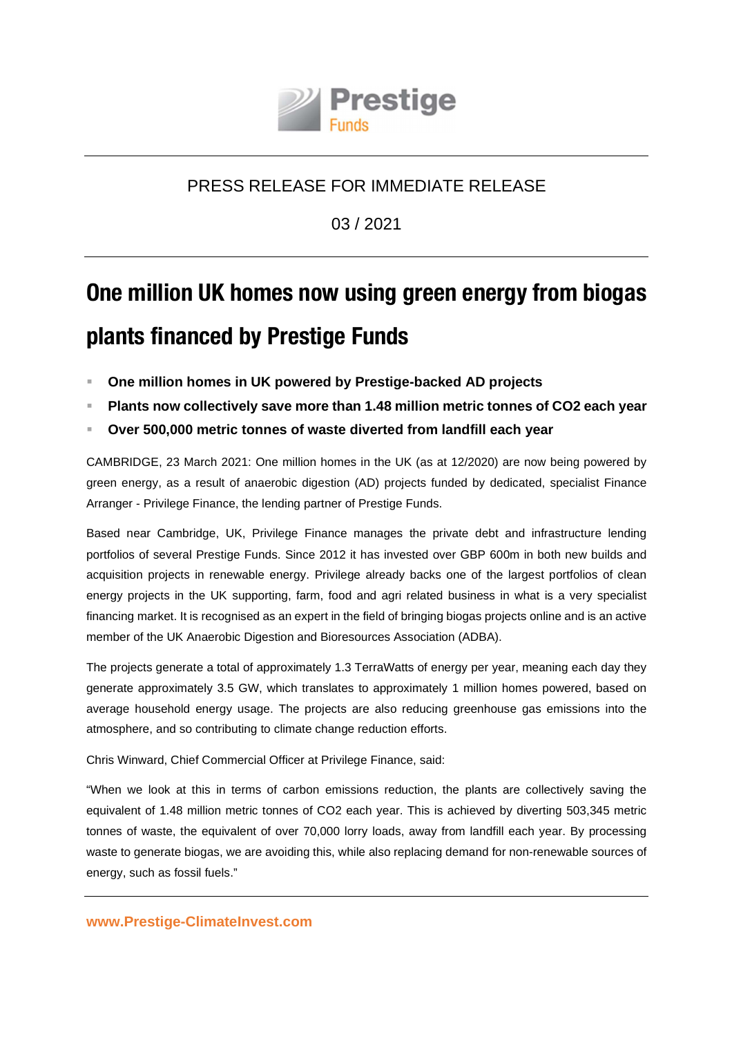PRESS RELEASE FOR IMMEDIATE RELEASE

03 / 2021

# One million UK homes now using green energy from biogas plants financed by Prestige Funds

- **One million homes in UK powered by Prestige-backed AD projects**
- **Plants now collectively save more than 1.48 million metric tonnes of $CO_2$ each year**
- **Over 500,000 metric tonnes of waste diverted from landfill each year**

CAMBRIDGE, 23 March 2021: One million homes in the UK (as at 12/2020) are now being powered by green energy, as a result of anaerobic digestion (AD) projects funded by dedicated, specialist Finance Arranger - Privilege Finance, the lending partner of Prestige Funds.

Based near Cambridge, UK, Privilege Finance manages the private debt and infrastructure lending portfolios of several Prestige Funds. Since 2012 it has invested over GBP 600m in both new builds and acquisition projects in renewable energy. Privilege already backs one of the largest portfolios of clean energy projects in the UK supporting, farm, food and agri related business in what is a very specialist financing market. It is recognised as an expert in the field of bringing biogas projects online and is an active member of the UK Anaerobic Digestion and Bioresources Association (ADBA).

The projects generate a total of approximately 1.3 TerraWatts of energy per year, meaning each day they generate approximately 3.5 GW, which translates to approximately 1 million homes powered, based on average household energy usage. The projects are also reducing greenhouse gas emissions into the atmosphere, and so contributing to climate change reduction efforts.

Chris Winward, Chief Commercial Officer at Privilege Finance, said:

"When we look at this in terms of carbon emissions reduction, the plants are collectively saving the equivalent of 1.48 million metric tonnes of $CO_2$ each year. This is achieved by diverting 503,345 metric tonnes of waste, the equivalent of over 70,000 lorry loads, away from landfill each year. By processing waste to generate biogas, we are avoiding this, while also replacing demand for non-renewable sources of energy, such as fossil fuels."

**www.Prestige-ClimateInvest.com**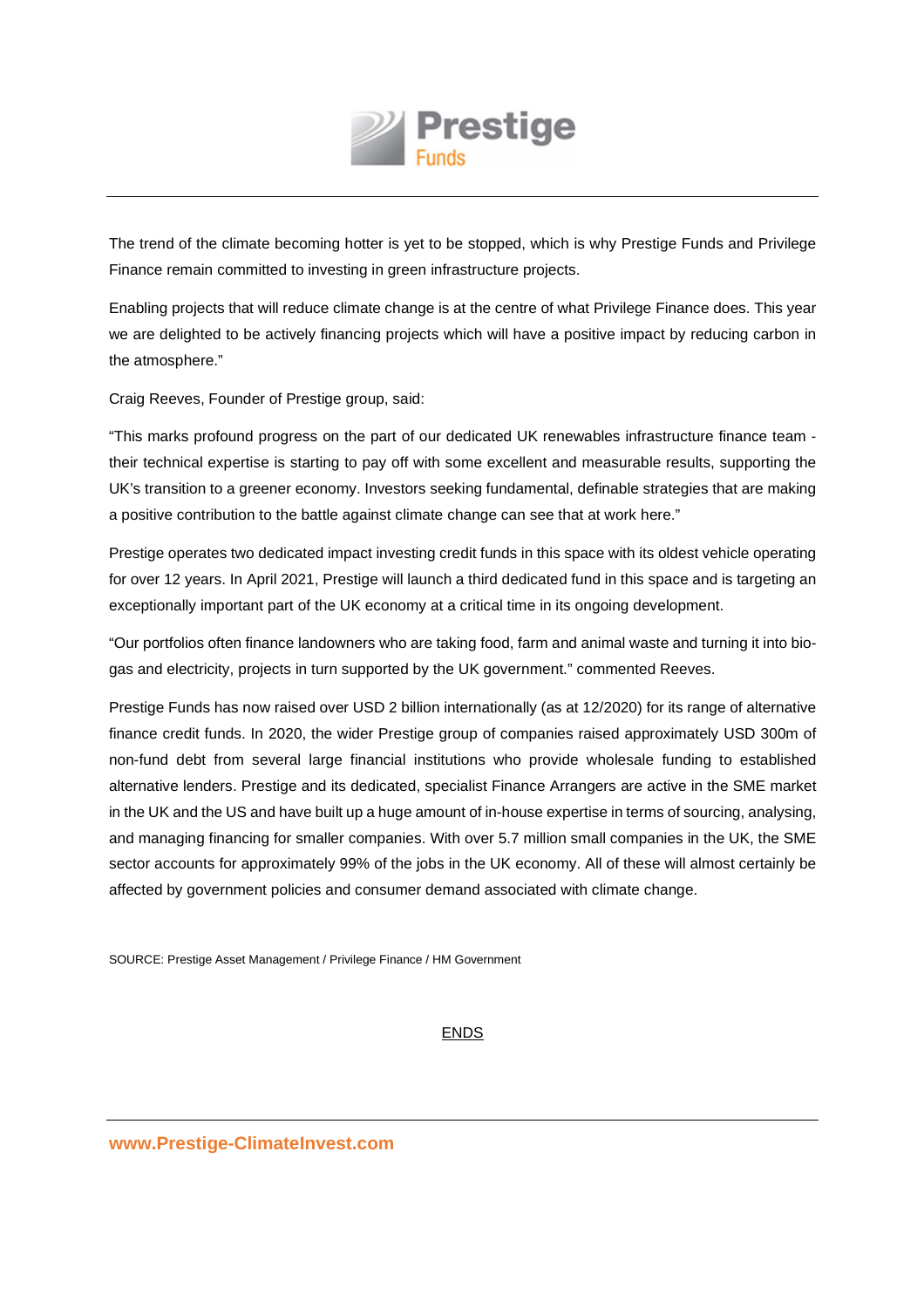The trend of the climate becoming hotter is yet to be stopped, which is why Prestige Funds and Privilege Finance remain committed to investing in green infrastructure projects.

Enabling projects that will reduce climate change is at the centre of what Privilege Finance does. This year we are delighted to be actively financing projects which will have a positive impact by reducing carbon in the atmosphere."

Craig Reeves, Founder of Prestige group, said:

"This marks profound progress on the part of our dedicated UK renewables infrastructure finance team - their technical expertise is starting to pay off with some excellent and measurable results, supporting the UK's transition to a greener economy. Investors seeking fundamental, definable strategies that are making a positive contribution to the battle against climate change can see that at work here."

Prestige operates two dedicated impact investing credit funds in this space with its oldest vehicle operating for over 12 years. In April 2021, Prestige will launch a third dedicated fund in this space and is targeting an exceptionally important part of the UK economy at a critical time in its ongoing development.

"Our portfolios often finance landowners who are taking food, farm and animal waste and turning it into bio-gas and electricity, projects in turn supported by the UK government." commented Reeves.

Prestige Funds has now raised over USD 2 billion internationally (as at 12/2020) for its range of alternative finance credit funds. In 2020, the wider Prestige group of companies raised approximately USD 300m of non-fund debt from several large financial institutions who provide wholesale funding to established alternative lenders. Prestige and its dedicated, specialist Finance Arrangers are active in the SME market in the UK and the US and have built up a huge amount of in-house expertise in terms of sourcing, analysing, and managing financing for smaller companies. With over 5.7 million small companies in the UK, the SME sector accounts for approximately 99% of the jobs in the UK economy. All of these will almost certainly be affected by government policies and consumer demand associated with climate change.

SOURCE: Prestige Asset Management / Privilege Finance / HM Government

ENDS

**www.Prestige-ClimateInvest.com**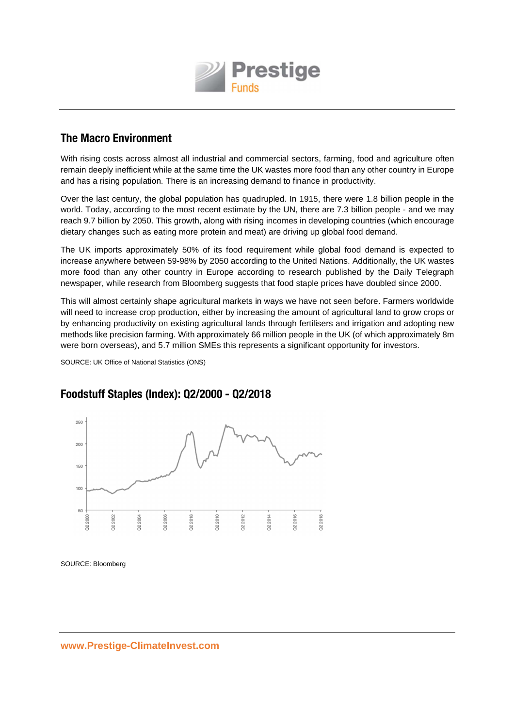## The Macro Environment

With rising costs across almost all industrial and commercial sectors, farming, food and agriculture often remain deeply inefficient while at the same time the UK wastes more food than any other country in Europe and has a rising population. There is an increasing demand to finance in productivity.

Over the last century, the global population has quadrupled. In 1915, there were 1.8 billion people in the world. Today, according to the most recent estimate by the UN, there are 7.3 billion people - and we may reach 9.7 billion by 2050. This growth, along with rising incomes in developing countries (which encourage dietary changes such as eating more protein and meat) are driving up global food demand.

The UK imports approximately 50% of its food requirement while global food demand is expected to increase anywhere between 59-98% by 2050 according to the United Nations. Additionally, the UK wastes more food than any other country in Europe according to research published by the Daily Telegraph newspaper, while research from Bloomberg suggests that food staple prices have doubled since 2000.

This will almost certainly shape agricultural markets in ways we have not seen before. Farmers worldwide will need to increase crop production, either by increasing the amount of agricultural land to grow crops or by enhancing productivity on existing agricultural lands through fertilisers and irrigation and adopting new methods like precision farming. With approximately 66 million people in the UK (of which approximately 8m were born overseas), and 5.7 million SMEs this represents a significant opportunity for investors.

SOURCE: UK Office of National Statistics (ONS)

## Foodstuff Staples (Index): Q2/2000 - Q2/2018

SOURCE: Bloomberg

www.Prestige-ClimateInvest.com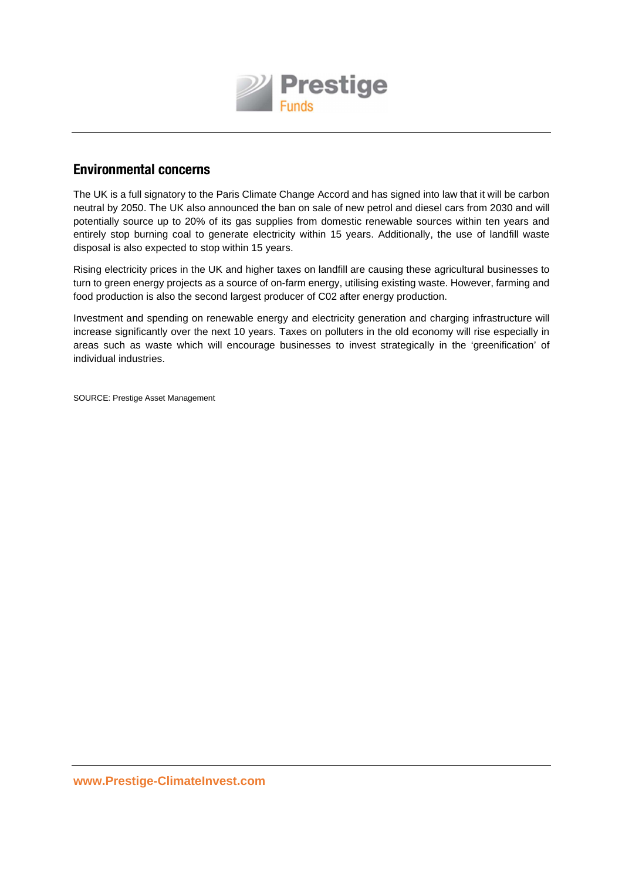## Environmental concerns

The UK is a full signatory to the Paris Climate Change Accord and has signed into law that it will be carbon neutral by 2050. The UK also announced the ban on sale of new petrol and diesel cars from 2030 and will potentially source up to 20% of its gas supplies from domestic renewable sources within ten years and entirely stop burning coal to generate electricity within 15 years. Additionally, the use of landfill waste disposal is also expected to stop within 15 years.

Rising electricity prices in the UK and higher taxes on landfill are causing these agricultural businesses to turn to green energy projects as a source of on-farm energy, utilising existing waste. However, farming and food production is also the second largest producer of C02 after energy production.

Investment and spending on renewable energy and electricity generation and charging infrastructure will increase significantly over the next 10 years. Taxes on polluters in the old economy will rise especially in areas such as waste which will encourage businesses to invest strategically in the 'greenification' of individual industries.

SOURCE: Prestige Asset Management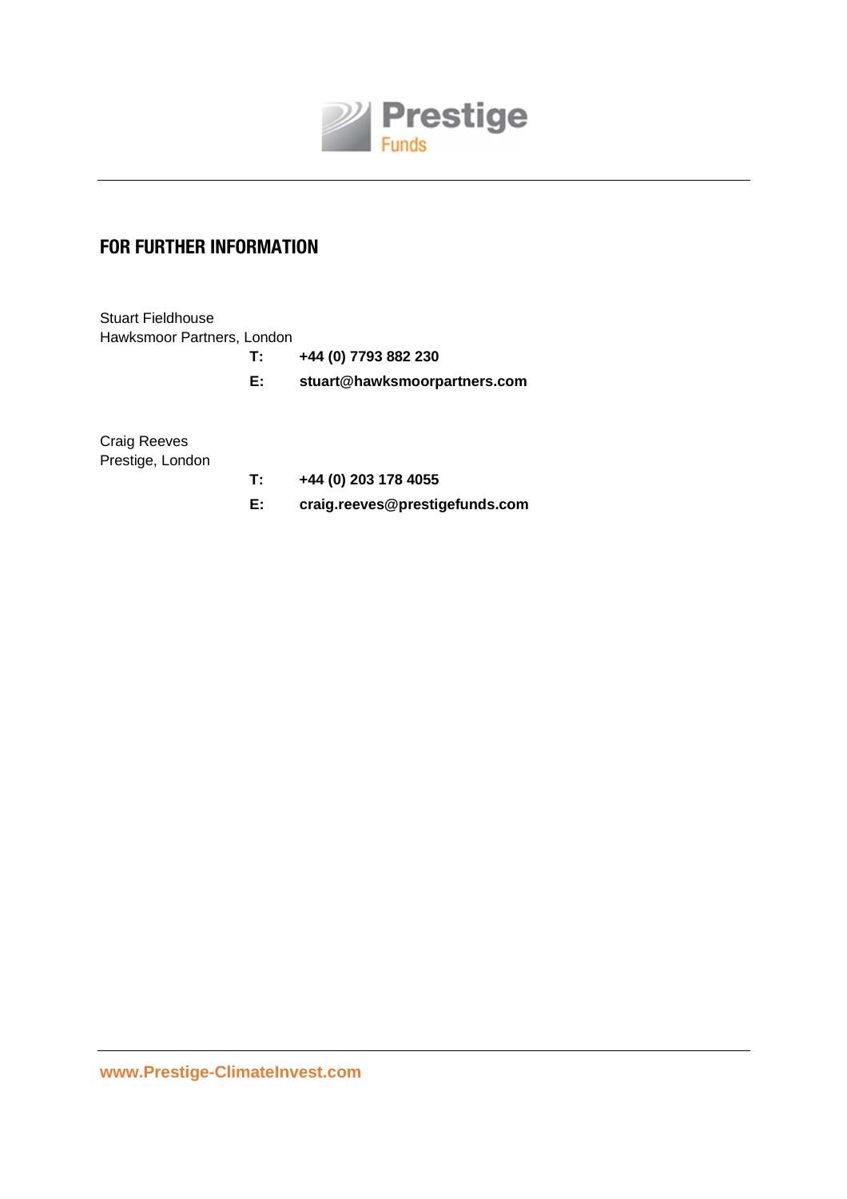## FOR FURTHER INFORMATION

Stuart Fieldhouse
Hawksmoor Partners, London

**T:** **+44 (0) 7793 882 230**

**E:** **stuart@hawksmoorpartners.com**

Craig Reeves
Prestige, London

**T:** **+44 (0) 203 178 4055**

**E:** **craig.reeves@prestigefunds.com**

**www.Prestige-ClimateInvest.com**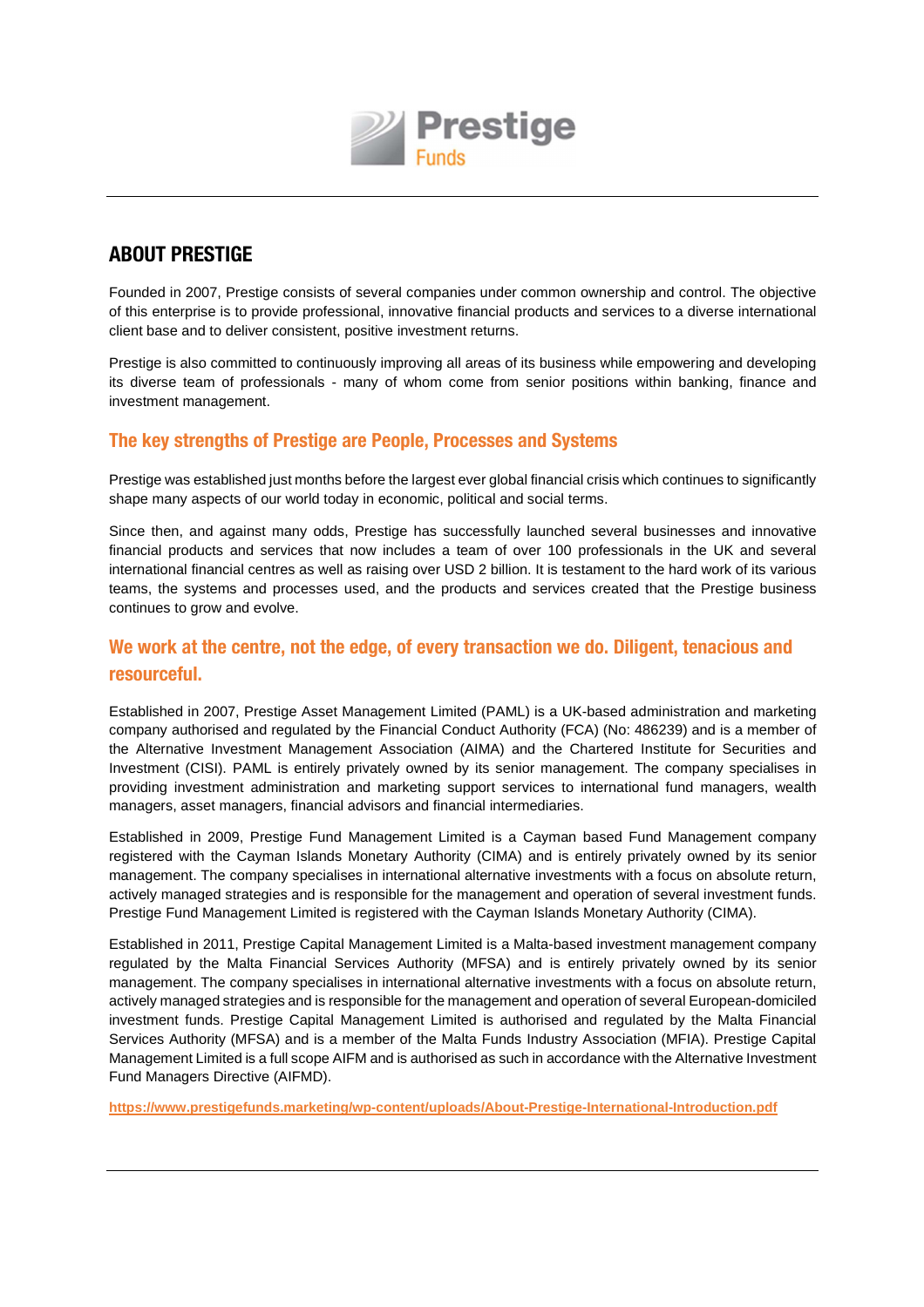Prestige Funds

## ABOUT PRESTIGE

Founded in 2007, Prestige consists of several companies under common ownership and control. The objective of this enterprise is to provide professional, innovative financial products and services to a diverse international client base and to deliver consistent, positive investment returns.

Prestige is also committed to continuously improving all areas of its business while empowering and developing its diverse team of professionals - many of whom come from senior positions within banking, finance and investment management.

### The key strengths of Prestige are People, Processes and Systems

Prestige was established just months before the largest ever global financial crisis which continues to significantly shape many aspects of our world today in economic, political and social terms.

Since then, and against many odds, Prestige has successfully launched several businesses and innovative financial products and services that now includes a team of over 100 professionals in the UK and several international financial centres as well as raising over USD 2 billion. It is testament to the hard work of its various teams, the systems and processes used, and the products and services created that the Prestige business continues to grow and evolve.

### We work at the centre, not the edge, of every transaction we do. Diligent, tenacious and resourceful.

Established in 2007, Prestige Asset Management Limited (PAML) is a UK-based administration and marketing company authorised and regulated by the Financial Conduct Authority (FCA) (No: 486239) and is a member of the Alternative Investment Management Association (AIMA) and the Chartered Institute for Securities and Investment (CISI). PAML is entirely privately owned by its senior management. The company specialises in providing investment administration and marketing support services to international fund managers, wealth managers, asset managers, financial advisors and financial intermediaries.

Established in 2009, Prestige Fund Management Limited is a Cayman based Fund Management company registered with the Cayman Islands Monetary Authority (CIMA) and is entirely privately owned by its senior management. The company specialises in international alternative investments with a focus on absolute return, actively managed strategies and is responsible for the management and operation of several investment funds. Prestige Fund Management Limited is registered with the Cayman Islands Monetary Authority (CIMA).

Established in 2011, Prestige Capital Management Limited is a Malta-based investment management company regulated by the Malta Financial Services Authority (MFSA) and is entirely privately owned by its senior management. The company specialises in international alternative investments with a focus on absolute return, actively managed strategies and is responsible for the management and operation of several European-domiciled investment funds. Prestige Capital Management Limited is authorised and regulated by the Malta Financial Services Authority (MFSA) and is a member of the Malta Funds Industry Association (MFIA). Prestige Capital Management Limited is a full scope AIFM and is authorised as such in accordance with the Alternative Investment Fund Managers Directive (AIFMD).

**https://www.prestigefunds.marketing/wp-content/uploads/About-Prestige-International-Introduction.pdf**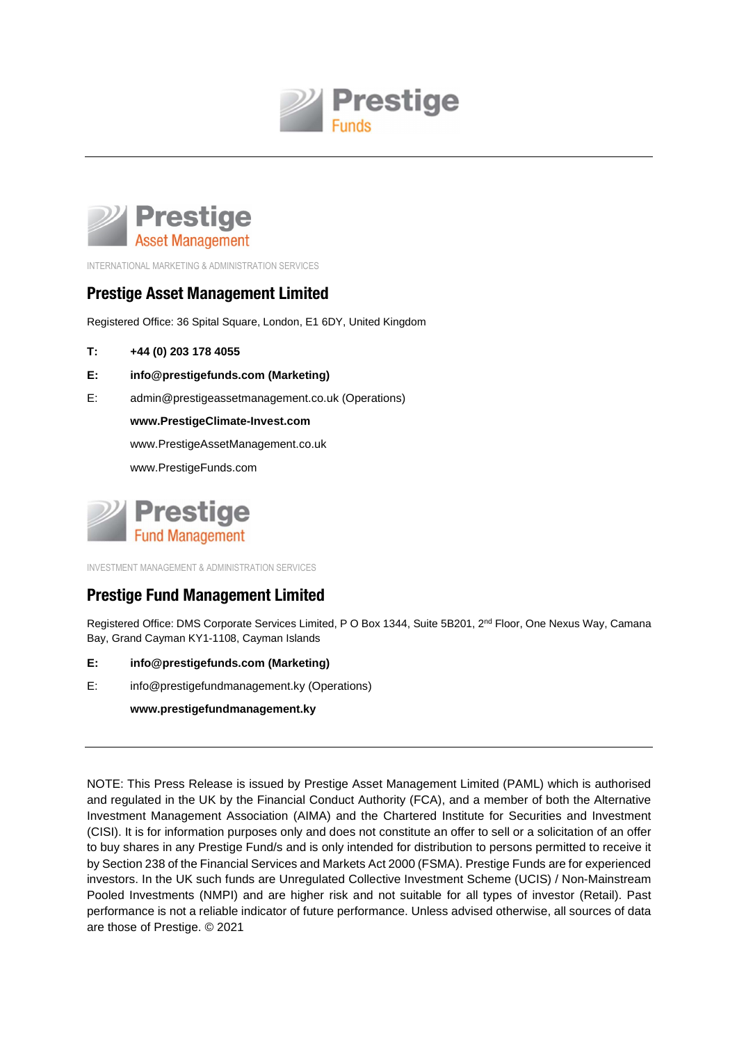Prestige
Funds

---

Prestige
Asset Management

INTERNATIONAL MARKETING & ADMINISTRATION SERVICES

## Prestige Asset Management Limited

Registered Office: 36 Spital Square, London, E1 6DY, United Kingdom

**T:** **+44 (0) 203 178 4055**

**E:** **info@prestigefunds.com (Marketing)**

E: admin@prestigeassetmanagement.co.uk (Operations)

**www.PrestigeClimate-Invest.com**

www.PrestigeAssetManagement.co.uk

www.PrestigeFunds.com

Prestige
Fund Management

INVESTMENT MANAGEMENT & ADMINISTRATION SERVICES

## Prestige Fund Management Limited

Registered Office: DMS Corporate Services Limited, P O Box 1344, Suite 5B201, 2nd Floor, One Nexus Way, Camana Bay, Grand Cayman KY1-1108, Cayman Islands

**E:** **info@prestigefunds.com (Marketing)**

E: info@prestigefundmanagement.ky (Operations)

**www.prestigefundmanagement.ky**

---

NOTE: This Press Release is issued by Prestige Asset Management Limited (PAML) which is authorised and regulated in the UK by the Financial Conduct Authority (FCA), and a member of both the Alternative Investment Management Association (AIMA) and the Chartered Institute for Securities and Investment (CISI). It is for information purposes only and does not constitute an offer to sell or a solicitation of an offer to buy shares in any Prestige Fund/s and is only intended for distribution to persons permitted to receive it by Section 238 of the Financial Services and Markets Act 2000 (FSMA). Prestige Funds are for experienced investors. In the UK such funds are Unregulated Collective Investment Scheme (UCIS) / Non-Mainstream Pooled Investments (NMPI) and are higher risk and not suitable for all types of investor (Retail). Past performance is not a reliable indicator of future performance. Unless advised otherwise, all sources of data are those of Prestige. © 2021